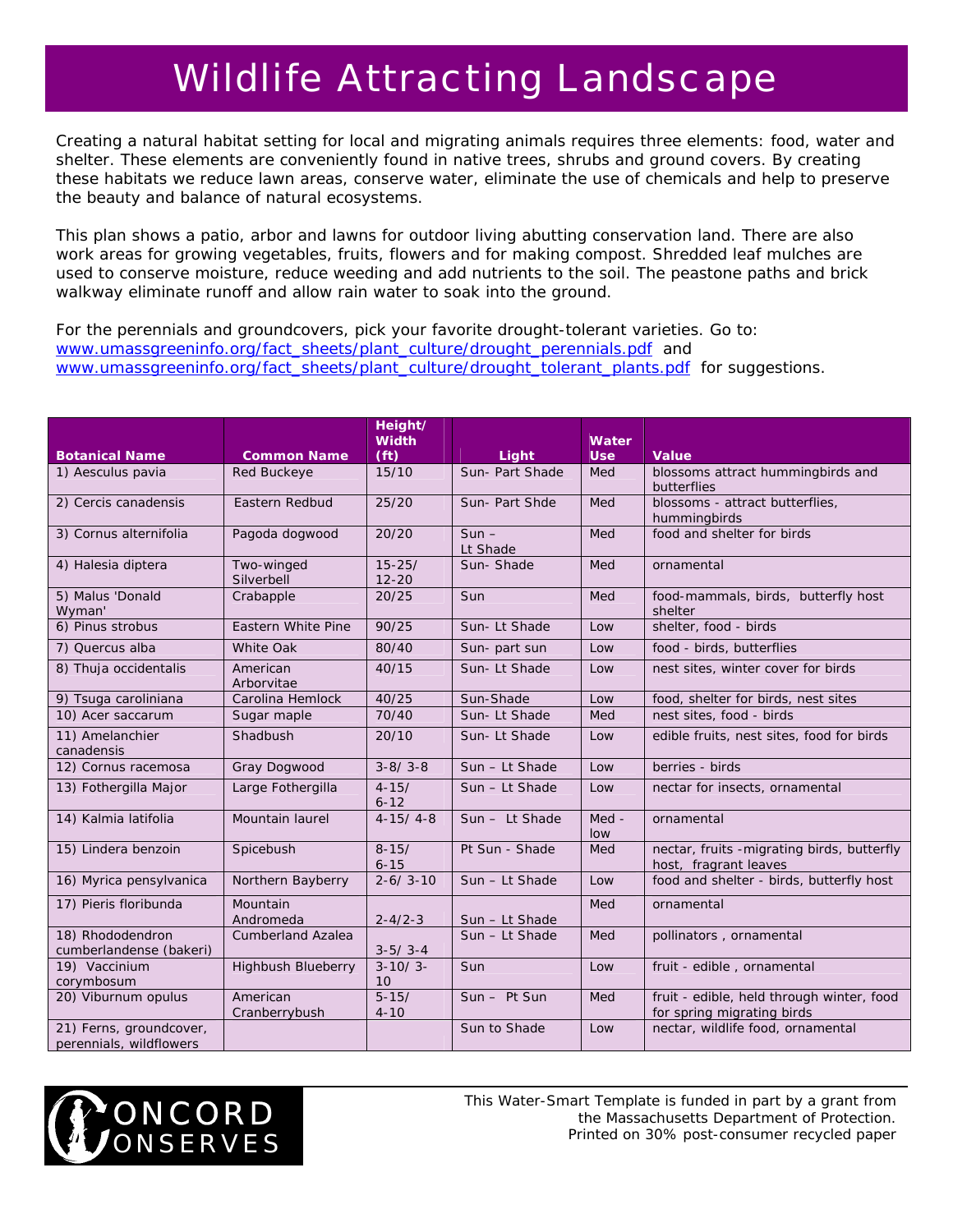# Wildlife Attracting Landscape

Creating a natural habitat setting for local and migrating animals requires three elements: food, water and shelter. These elements are conveniently found in native trees, shrubs and ground covers. By creating these habitats we reduce lawn areas, conserve water, eliminate the use of chemicals and help to preserve the beauty and balance of natural ecosystems.

This plan shows a patio, arbor and lawns for outdoor living abutting conservation land. There are also work areas for growing vegetables, fruits, flowers and for making compost. Shredded leaf mulches are used to conserve moisture, reduce weeding and add nutrients to the soil. The peastone paths and brick walkway eliminate runoff and allow rain water to soak into the ground.

For the perennials and groundcovers, pick your favorite drought-tolerant varieties. Go to: www.umassgreeninfo.org/fact_sheets/plant_culture/drought_perennials.pdf and www.umassgreeninfo.org/fact_sheets/plant_culture/drought_tolerant_plants.pdf for suggestions.

| Botanical Name | Common Name | Height/ Width (ft) | Light | Water Use | Value |
|---|---|---|---|---|---|
| 1) Aesculus pavia | Red Buckeye | 15/10 | Sun- Part Shade | Med | blossoms attract hummingbirds and butterflies |
| 2) Cercis canadensis | Eastern Redbud | 25/20 | Sun- Part Shde | Med | blossoms - attract butterflies, hummingbirds |
| 3) Cornus alternifolia | Pagoda dogwood | 20/20 | Sun – Lt Shade | Med | food and shelter for birds |
| 4) Halesia diptera | Two-winged Silverbell | 15-25/ 12-20 | Sun- Shade | Med | ornamental |
| 5) Malus 'Donald Wyman' | Crabapple | 20/25 | Sun | Med | food-mammals, birds, butterfly host shelter |
| 6) Pinus strobus | Eastern White Pine | 90/25 | Sun- Lt Shade | Low | shelter, food - birds |
| 7) Quercus alba | White Oak | 80/40 | Sun- part sun | Low | food - birds, butterflies |
| 8) Thuja occidentalis | American Arborvitae | 40/15 | Sun- Lt Shade | Low | nest sites, winter cover for birds |
| 9) Tsuga caroliniana | Carolina Hemlock | 40/25 | Sun-Shade | Low | food, shelter for birds, nest sites |
| 10) Acer saccarum | Sugar maple | 70/40 | Sun- Lt Shade | Med | nest sites, food - birds |
| 11) Amelanchier canadensis | Shadbush | 20/10 | Sun- Lt Shade | Low | edible fruits, nest sites, food for birds |
| 12) Cornus racemosa | Gray Dogwood | 3-8/ 3-8 | Sun – Lt Shade | Low | berries - birds |
| 13) Fothergilla Major | Large Fothergilla | 4-15/ 6-12 | Sun – Lt Shade | Low | nectar for insects, ornamental |
| 14) Kalmia latifolia | Mountain laurel | 4-15/ 4-8 | Sun – Lt Shade | Med - low | ornamental |
| 15) Lindera benzoin | Spicebush | 8-15/ 6-15 | Pt Sun - Shade | Med | nectar, fruits -migrating birds, butterfly host, fragrant leaves |
| 16) Myrica pensylvanica | Northern Bayberry | 2-6/ 3-10 | Sun – Lt Shade | Low | food and shelter - birds, butterfly host |
| 17) Pieris floribunda | Mountain Andromeda | 2-4/2-3 | Sun – Lt Shade | Med | ornamental |
| 18) Rhododendron cumberlandense (bakeri) | Cumberland Azalea | 3-5/ 3-4 | Sun – Lt Shade | Med | pollinators , ornamental |
| 19) Vaccinium corymbosum | Highbush Blueberry | 3-10/ 3-10 | Sun | Low | fruit - edible , ornamental |
| 20) Viburnum opulus | American Cranberrybush | 5-15/ 4-10 | Sun – Pt Sun | Med | fruit - edible, held through winter, food for spring migrating birds |
| 21) Ferns, groundcover, perennials, wildflowers | | | Sun to Shade | Low | nectar, wildlife food, ornamental |

CONCORD CONSERVES

This Water-Smart Template is funded in part by a grant from the Massachusetts Department of Protection. Printed on 30% post-consumer recycled paper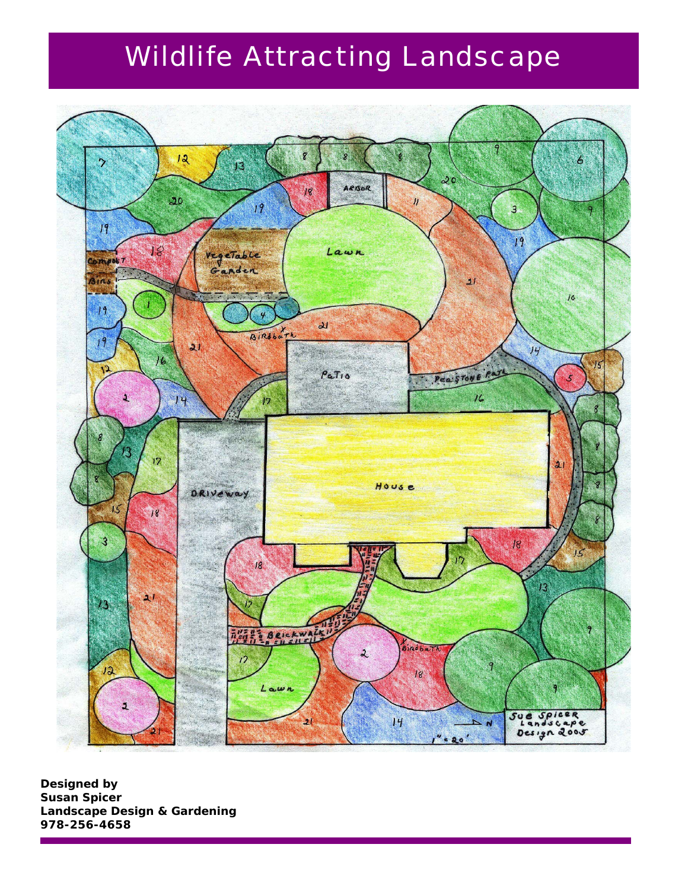# Wildlife Attracting Landscape

**Designed by**
**Susan Spicer**
**Landscape Design & Gardening**
**978-256-4658**